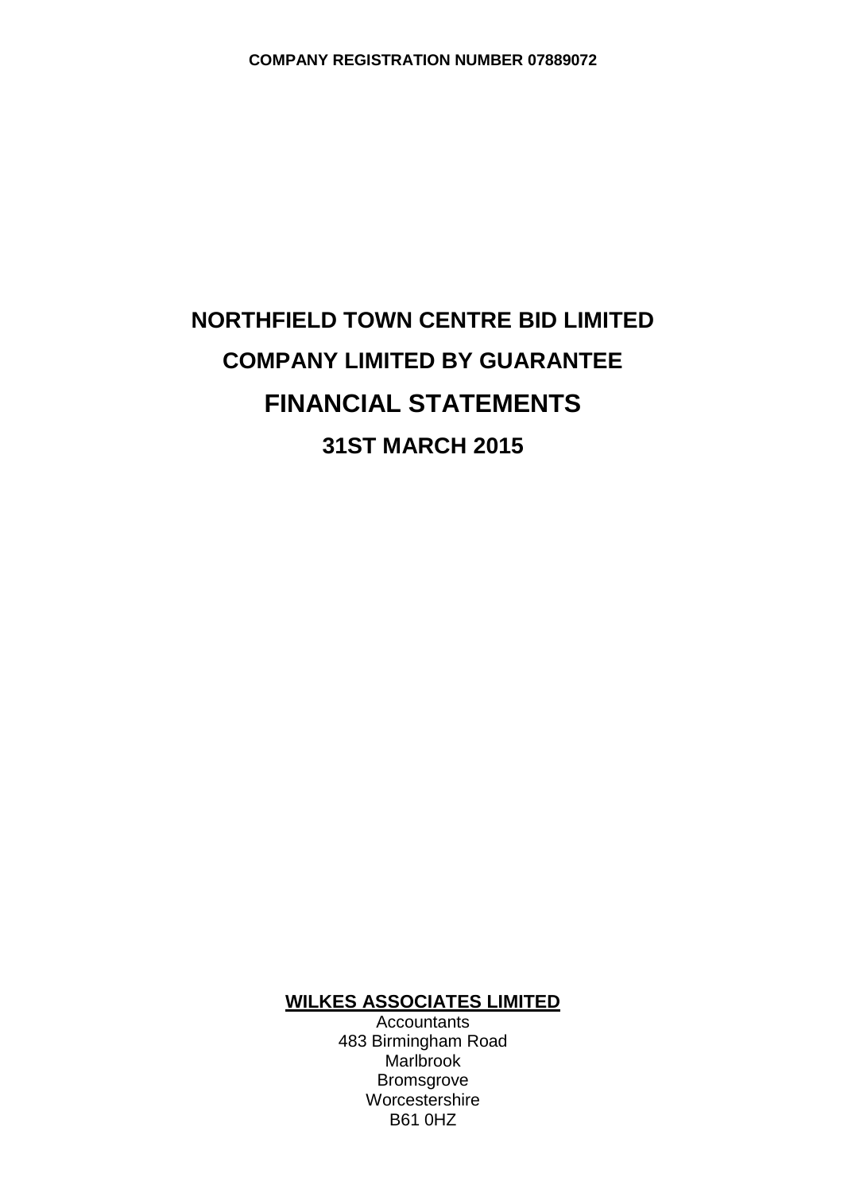**COMPANY REGISTRATION NUMBER 07889072**

# NORTHFIELD TOWN CENTRE BID LIMITED

## COMPANY LIMITED BY GUARANTEE

# FINANCIAL STATEMENTS

## 31ST MARCH 2015

**WILKES ASSOCIATES LIMITED**
Accountants
483 Birmingham Road
Marlbrook
Bromsgrove
Worcestershire
B61 0HZ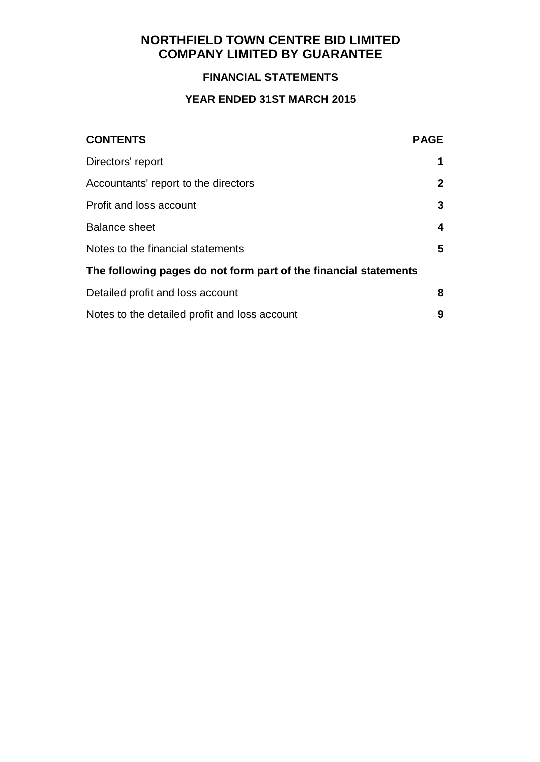# NORTHFIELD TOWN CENTRE BID LIMITED
# COMPANY LIMITED BY GUARANTEE

## FINANCIAL STATEMENTS

## YEAR ENDED 31ST MARCH 2015

| CONTENTS | PAGE |
|---|---|
| Directors' report | 1 |
| Accountants' report to the directors | 2 |
| Profit and loss account | 3 |
| Balance sheet | 4 |
| Notes to the financial statements | 5 |
| **The following pages do not form part of the financial statements** | |
| Detailed profit and loss account | 8 |
| Notes to the detailed profit and loss account | 9 |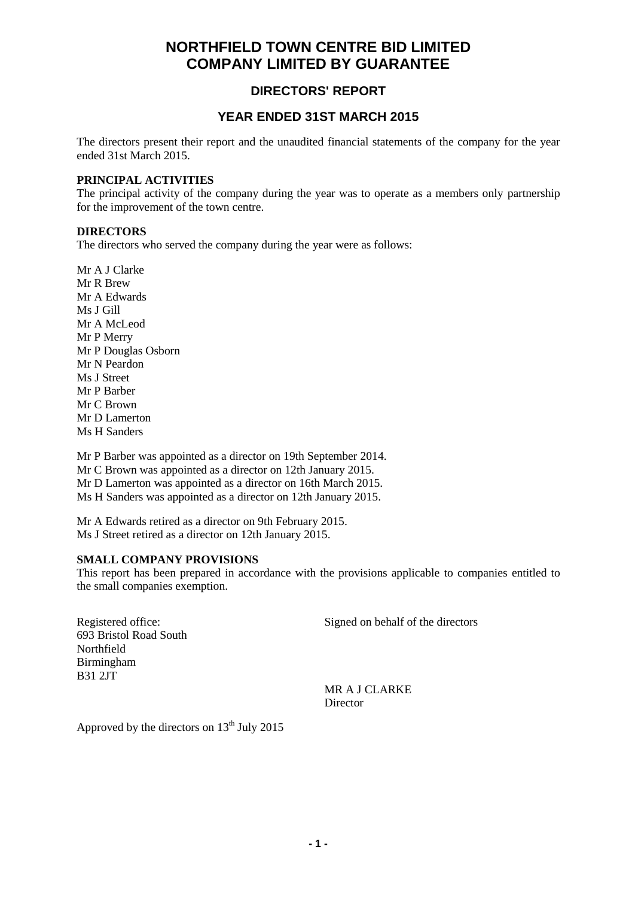# NORTHFIELD TOWN CENTRE BID LIMITED
# COMPANY LIMITED BY GUARANTEE

## DIRECTORS' REPORT

## YEAR ENDED 31ST MARCH 2015

The directors present their report and the unaudited financial statements of the company for the year ended 31st March 2015.

**PRINCIPAL ACTIVITIES**

The principal activity of the company during the year was to operate as a members only partnership for the improvement of the town centre.

**DIRECTORS**

The directors who served the company during the year were as follows:

Mr A J Clarke
Mr R Brew
Mr A Edwards
Ms J Gill
Mr A McLeod
Mr P Merry
Mr P Douglas Osborn
Mr N Peardon
Ms J Street
Mr P Barber
Mr C Brown
Mr D Lamerton
Ms H Sanders

Mr P Barber was appointed as a director on 19th September 2014.
Mr C Brown was appointed as a director on 12th January 2015.
Mr D Lamerton was appointed as a director on 16th March 2015.
Ms H Sanders was appointed as a director on 12th January 2015.

Mr A Edwards retired as a director on 9th February 2015.
Ms J Street retired as a director on 12th January 2015.

**SMALL COMPANY PROVISIONS**

This report has been prepared in accordance with the provisions applicable to companies entitled to the small companies exemption.

Registered office:
693 Bristol Road South
Northfield
Birmingham
B31 2JT

Signed on behalf of the directors

MR A J CLARKE
Director

Approved by the directors on 13th July 2015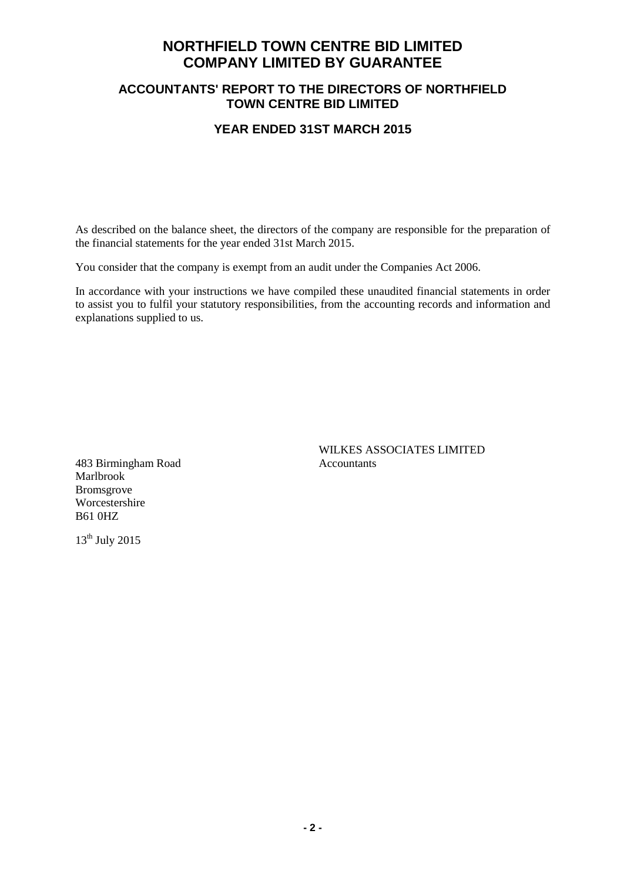# NORTHFIELD TOWN CENTRE BID LIMITED
# COMPANY LIMITED BY GUARANTEE

## ACCOUNTANTS' REPORT TO THE DIRECTORS OF NORTHFIELD TOWN CENTRE BID LIMITED

### YEAR ENDED 31ST MARCH 2015

As described on the balance sheet, the directors of the company are responsible for the preparation of the financial statements for the year ended 31st March 2015.

You consider that the company is exempt from an audit under the Companies Act 2006.

In accordance with your instructions we have compiled these unaudited financial statements in order to assist you to fulfil your statutory responsibilities, from the accounting records and information and explanations supplied to us.

WILKES ASSOCIATES LIMITED
Accountants

483 Birmingham Road
Marlbrook
Bromsgrove
Worcestershire
B61 0HZ

13th July 2015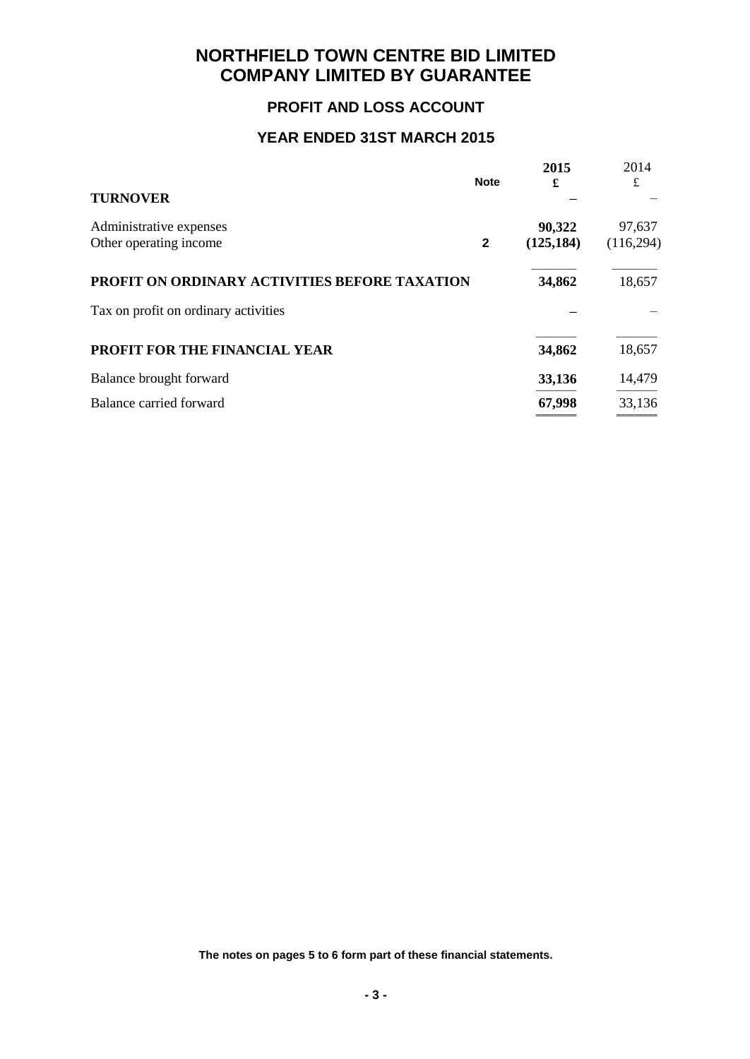# NORTHFIELD TOWN CENTRE BID LIMITED
# COMPANY LIMITED BY GUARANTEE

## PROFIT AND LOSS ACCOUNT

## YEAR ENDED 31ST MARCH 2015

| | Note | 2015<br>£ | 2014<br>£ |
|---|---|---|---|
| **TURNOVER** | | **–** | – |
| Administrative expenses | | **90,322** | 97,637 |
| Other operating income | **2** | **(125,184)** | (116,294) |
| **PROFIT ON ORDINARY ACTIVITIES BEFORE TAXATION** | | **34,862** | 18,657 |
| Tax on profit on ordinary activities | | **–** | – |
| **PROFIT FOR THE FINANCIAL YEAR** | | **34,862** | 18,657 |
| Balance brought forward | | **33,136** | 14,479 |
| Balance carried forward | | **67,998** | 33,136 |

**The notes on pages 5 to 6 form part of these financial statements.**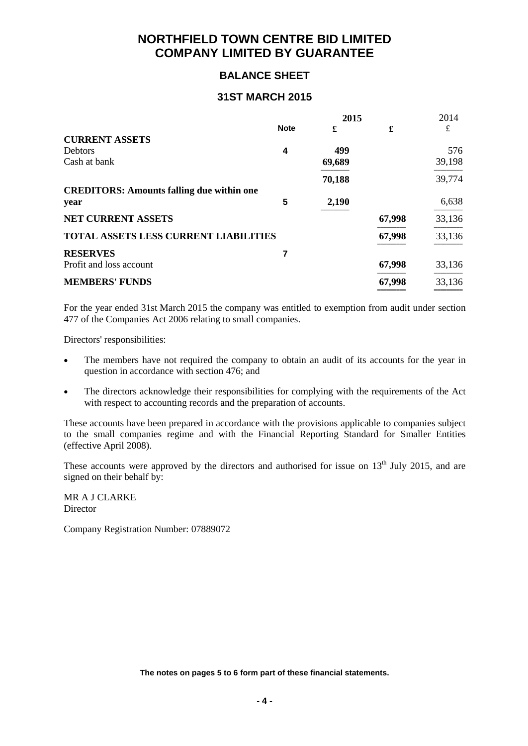# NORTHFIELD TOWN CENTRE BID LIMITED
# COMPANY LIMITED BY GUARANTEE

## BALANCE SHEET

## 31ST MARCH 2015

| | Note | 2015 £ | 2015 £ | 2014 £ |
|---|---|---|---|---|
| **CURRENT ASSETS** | | | | |
| Debtors | 4 | 499 | | 576 |
| Cash at bank | | 69,689 | | 39,198 |
| | | 70,188 | | 39,774 |
| **CREDITORS: Amounts falling due within one year** | 5 | 2,190 | | 6,638 |
| **NET CURRENT ASSETS** | | | 67,998 | 33,136 |
| **TOTAL ASSETS LESS CURRENT LIABILITIES** | | | 67,998 | 33,136 |
| **RESERVES** | 7 | | | |
| Profit and loss account | | | 67,998 | 33,136 |
| **MEMBERS' FUNDS** | | | 67,998 | 33,136 |

For the year ended 31st March 2015 the company was entitled to exemption from audit under section 477 of the Companies Act 2006 relating to small companies.

Directors' responsibilities:

- The members have not required the company to obtain an audit of its accounts for the year in question in accordance with section 476; and
- The directors acknowledge their responsibilities for complying with the requirements of the Act with respect to accounting records and the preparation of accounts.

These accounts have been prepared in accordance with the provisions applicable to companies subject to the small companies regime and with the Financial Reporting Standard for Smaller Entities (effective April 2008).

These accounts were approved by the directors and authorised for issue on 13th July 2015, and are signed on their behalf by:

MR A J CLARKE
Director

Company Registration Number: 07889072

**The notes on pages 5 to 6 form part of these financial statements.**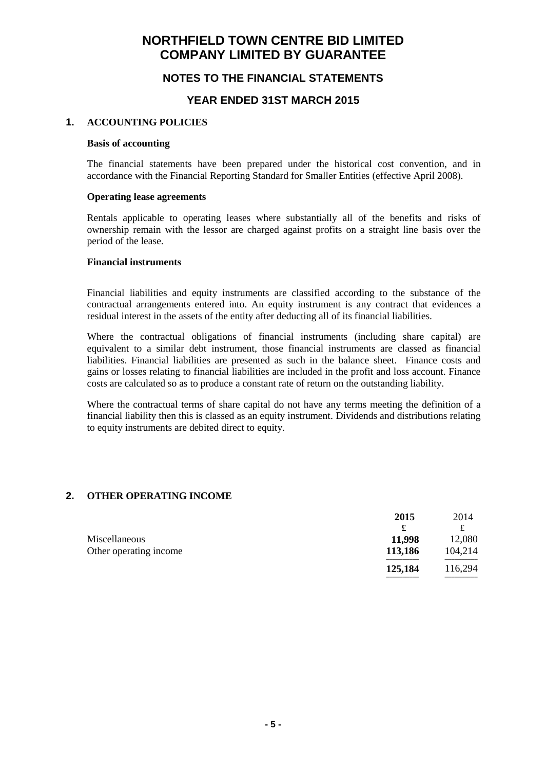# NORTHFIELD TOWN CENTRE BID LIMITED
# COMPANY LIMITED BY GUARANTEE

## NOTES TO THE FINANCIAL STATEMENTS

## YEAR ENDED 31ST MARCH 2015

### 1. ACCOUNTING POLICIES

**Basis of accounting**

The financial statements have been prepared under the historical cost convention, and in accordance with the Financial Reporting Standard for Smaller Entities (effective April 2008).

**Operating lease agreements**

Rentals applicable to operating leases where substantially all of the benefits and risks of ownership remain with the lessor are charged against profits on a straight line basis over the period of the lease.

**Financial instruments**

Financial liabilities and equity instruments are classified according to the substance of the contractual arrangements entered into. An equity instrument is any contract that evidences a residual interest in the assets of the entity after deducting all of its financial liabilities.

Where the contractual obligations of financial instruments (including share capital) are equivalent to a similar debt instrument, those financial instruments are classed as financial liabilities. Financial liabilities are presented as such in the balance sheet. Finance costs and gains or losses relating to financial liabilities are included in the profit and loss account. Finance costs are calculated so as to produce a constant rate of return on the outstanding liability.

Where the contractual terms of share capital do not have any terms meeting the definition of a financial liability then this is classed as an equity instrument. Dividends and distributions relating to equity instruments are debited direct to equity.

### 2. OTHER OPERATING INCOME

| | **2015** | 2014 |
|---|---|---|
| | **£** | £ |
| Miscellaneous | **11,998** | 12,080 |
| Other operating income | **113,186** | 104,214 |
| | **125,184** | 116,294 |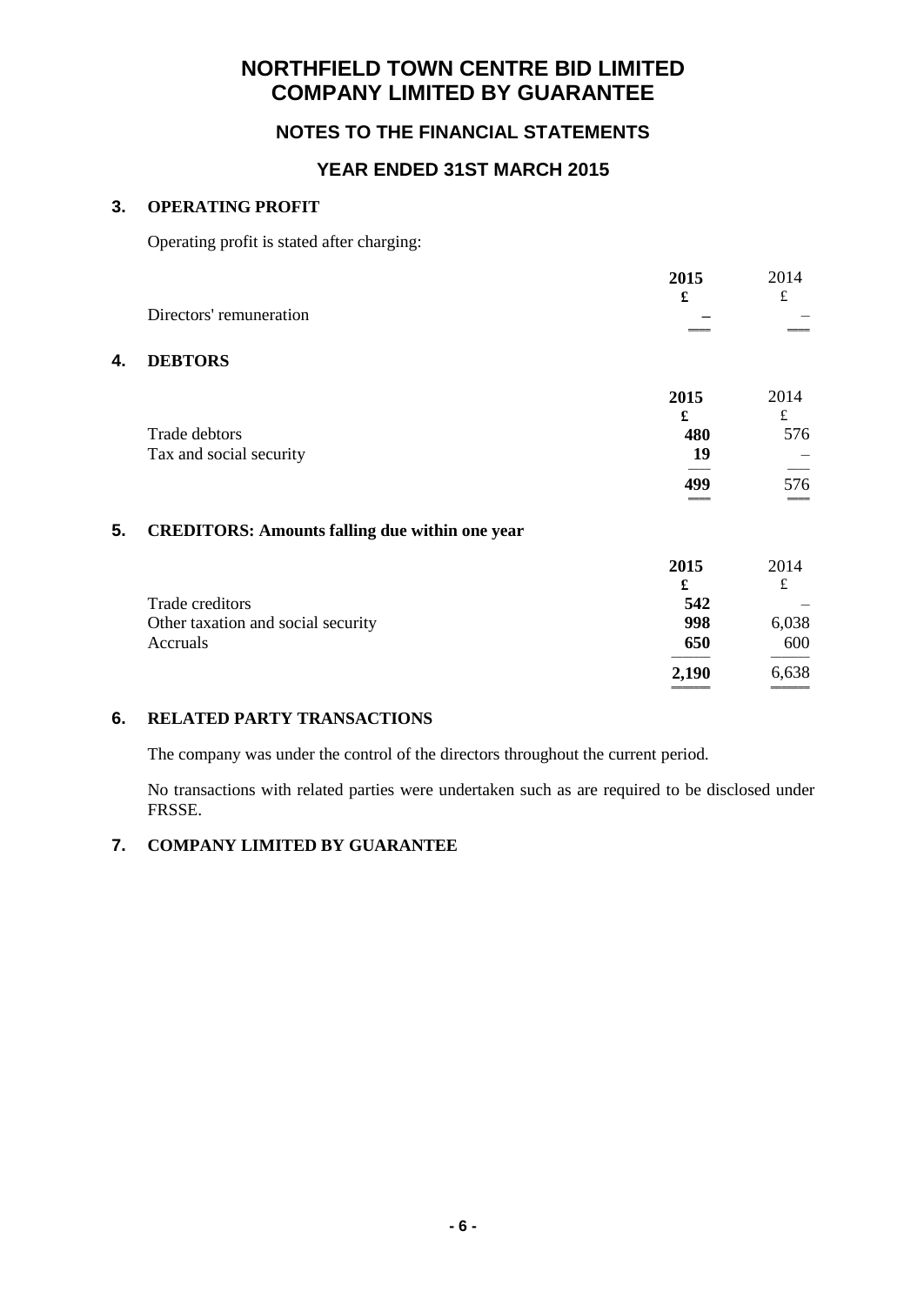# NORTHFIELD TOWN CENTRE BID LIMITED
# COMPANY LIMITED BY GUARANTEE

## NOTES TO THE FINANCIAL STATEMENTS

## YEAR ENDED 31ST MARCH 2015

### 3. OPERATING PROFIT

Operating profit is stated after charging:

| | 2015 | 2014 |
|---|---|---|
| | £ | £ |
| Directors' remuneration | – | – |

### 4. DEBTORS

| | 2015 | 2014 |
|---|---|---|
| | £ | £ |
| Trade debtors | 480 | 576 |
| Tax and social security | 19 | – |
| | 499 | 576 |

### 5. CREDITORS: Amounts falling due within one year

| | 2015 | 2014 |
|---|---|---|
| | £ | £ |
| Trade creditors | 542 | – |
| Other taxation and social security | 998 | 6,038 |
| Accruals | 650 | 600 |
| | 2,190 | 6,638 |

### 6. RELATED PARTY TRANSACTIONS

The company was under the control of the directors throughout the current period.

No transactions with related parties were undertaken such as are required to be disclosed under FRSSE.

### 7. COMPANY LIMITED BY GUARANTEE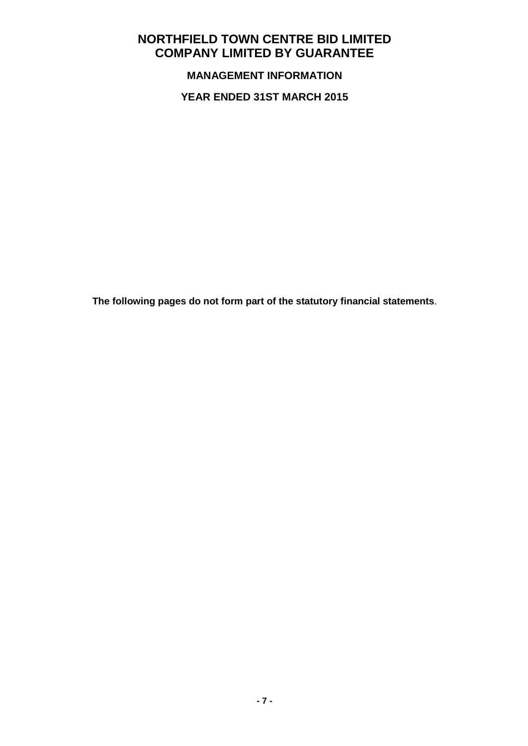# NORTHFIELD TOWN CENTRE BID LIMITED
# COMPANY LIMITED BY GUARANTEE

## MANAGEMENT INFORMATION

## YEAR ENDED 31ST MARCH 2015

**The following pages do not form part of the statutory financial statements**.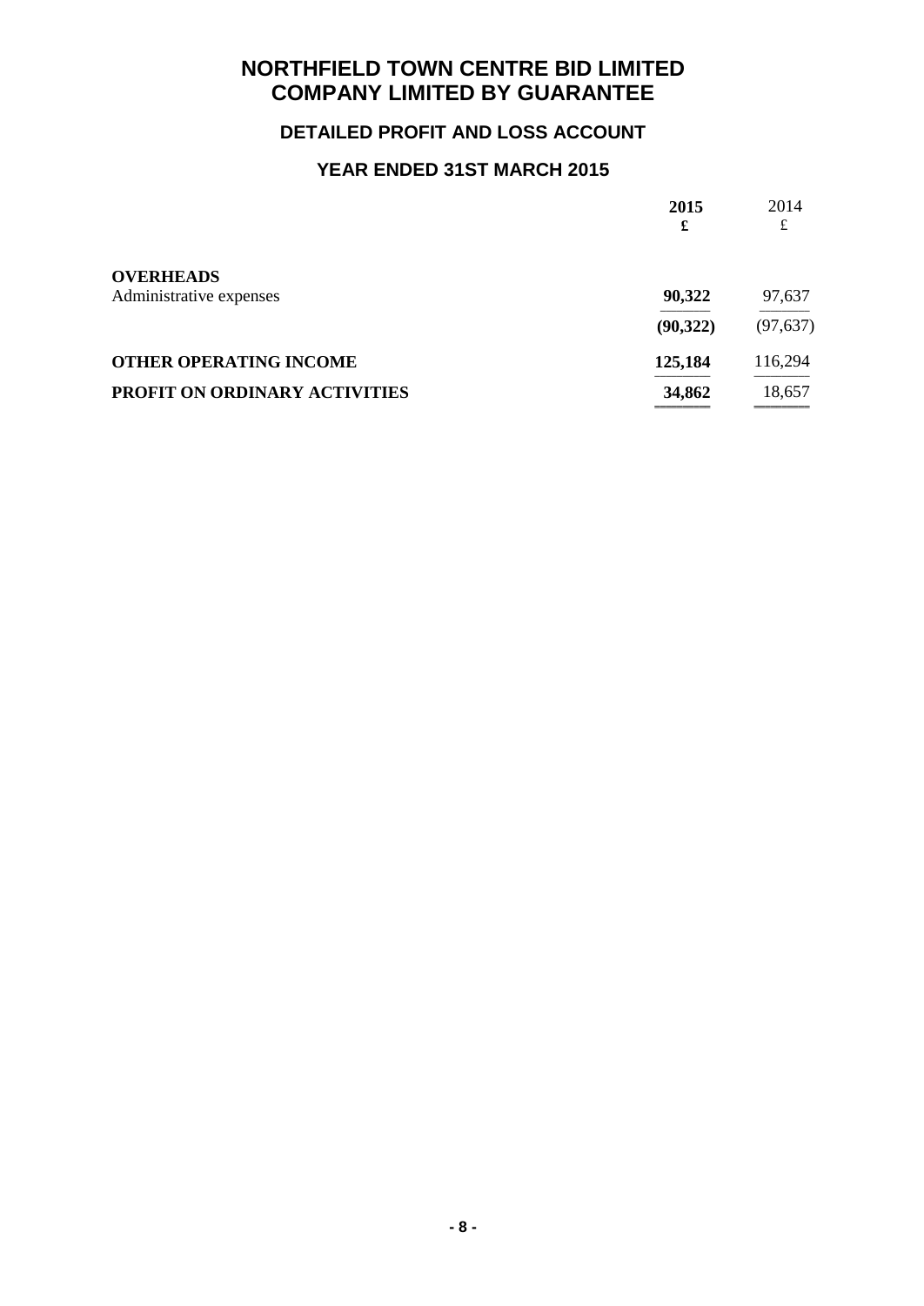# NORTHFIELD TOWN CENTRE BID LIMITED
# COMPANY LIMITED BY GUARANTEE

## DETAILED PROFIT AND LOSS ACCOUNT

## YEAR ENDED 31ST MARCH 2015

| | **2015** | 2014 |
|---|---|---|
| | **£** | £ |
| **OVERHEADS** | | |
| Administrative expenses | **90,322** | 97,637 |
| | **(90,322)** | (97,637) |
| **OTHER OPERATING INCOME** | **125,184** | 116,294 |
| **PROFIT ON ORDINARY ACTIVITIES** | **34,862** | 18,657 |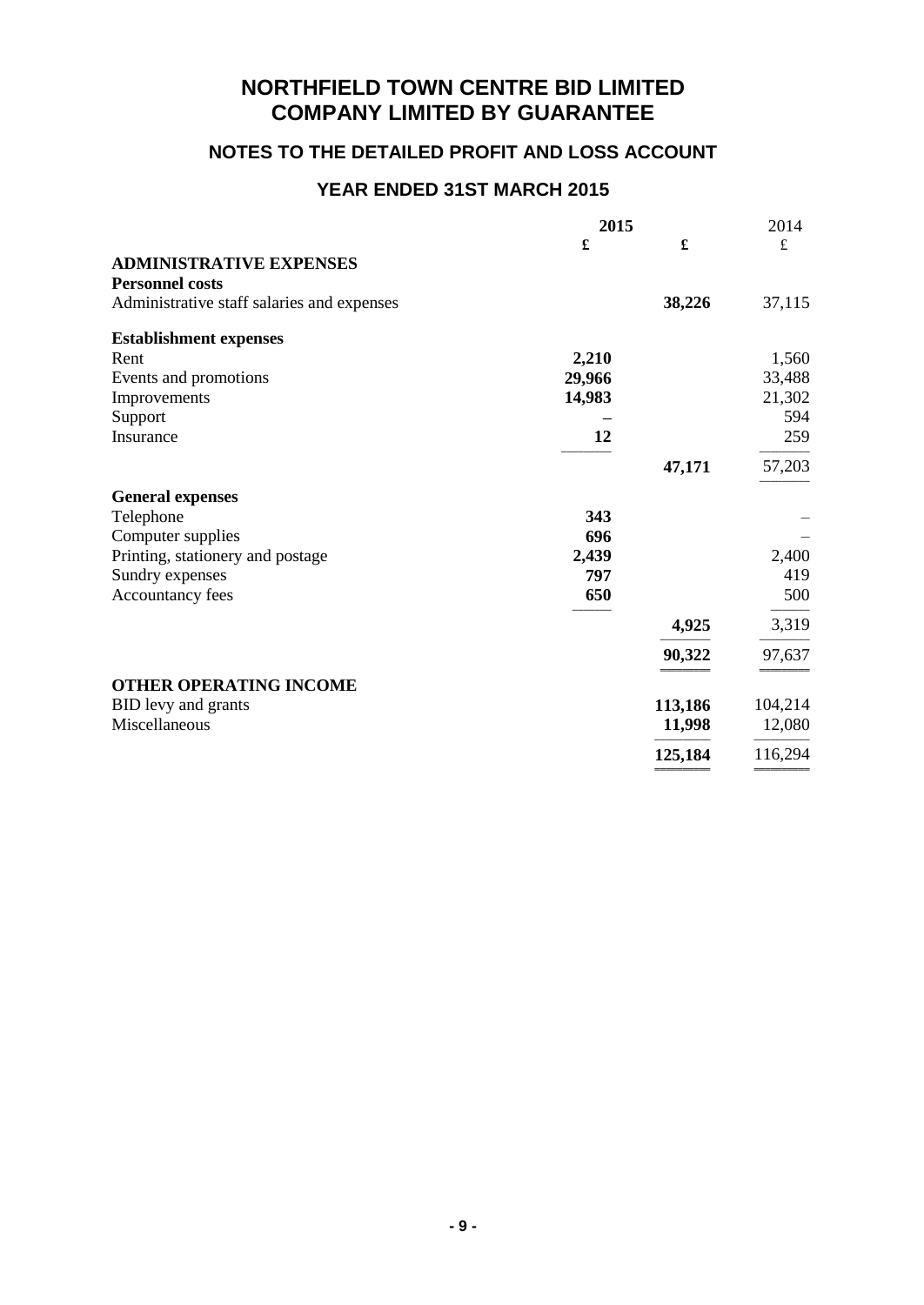# NORTHFIELD TOWN CENTRE BID LIMITED
# COMPANY LIMITED BY GUARANTEE

## NOTES TO THE DETAILED PROFIT AND LOSS ACCOUNT

### YEAR ENDED 31ST MARCH 2015

| | 2015 | | 2014 |
|---|---|---|---|
| | £ | £ | £ |
| **ADMINISTRATIVE EXPENSES** | | | |
| **Personnel costs** | | | |
| Administrative staff salaries and expenses | | **38,226** | 37,115 |
| **Establishment expenses** | | | |
| Rent | **2,210** | | 1,560 |
| Events and promotions | **29,966** | | 33,488 |
| Improvements | **14,983** | | 21,302 |
| Support | **–** | | 594 |
| Insurance | **12** | | 259 |
| | | **47,171** | 57,203 |
| **General expenses** | | | |
| Telephone | **343** | | – |
| Computer supplies | **696** | | – |
| Printing, stationery and postage | **2,439** | | 2,400 |
| Sundry expenses | **797** | | 419 |
| Accountancy fees | **650** | | 500 |
| | | **4,925** | 3,319 |
| | | **90,322** | 97,637 |
| **OTHER OPERATING INCOME** | | | |
| BID levy and grants | | **113,186** | 104,214 |
| Miscellaneous | | **11,998** | 12,080 |
| | | **125,184** | 116,294 |